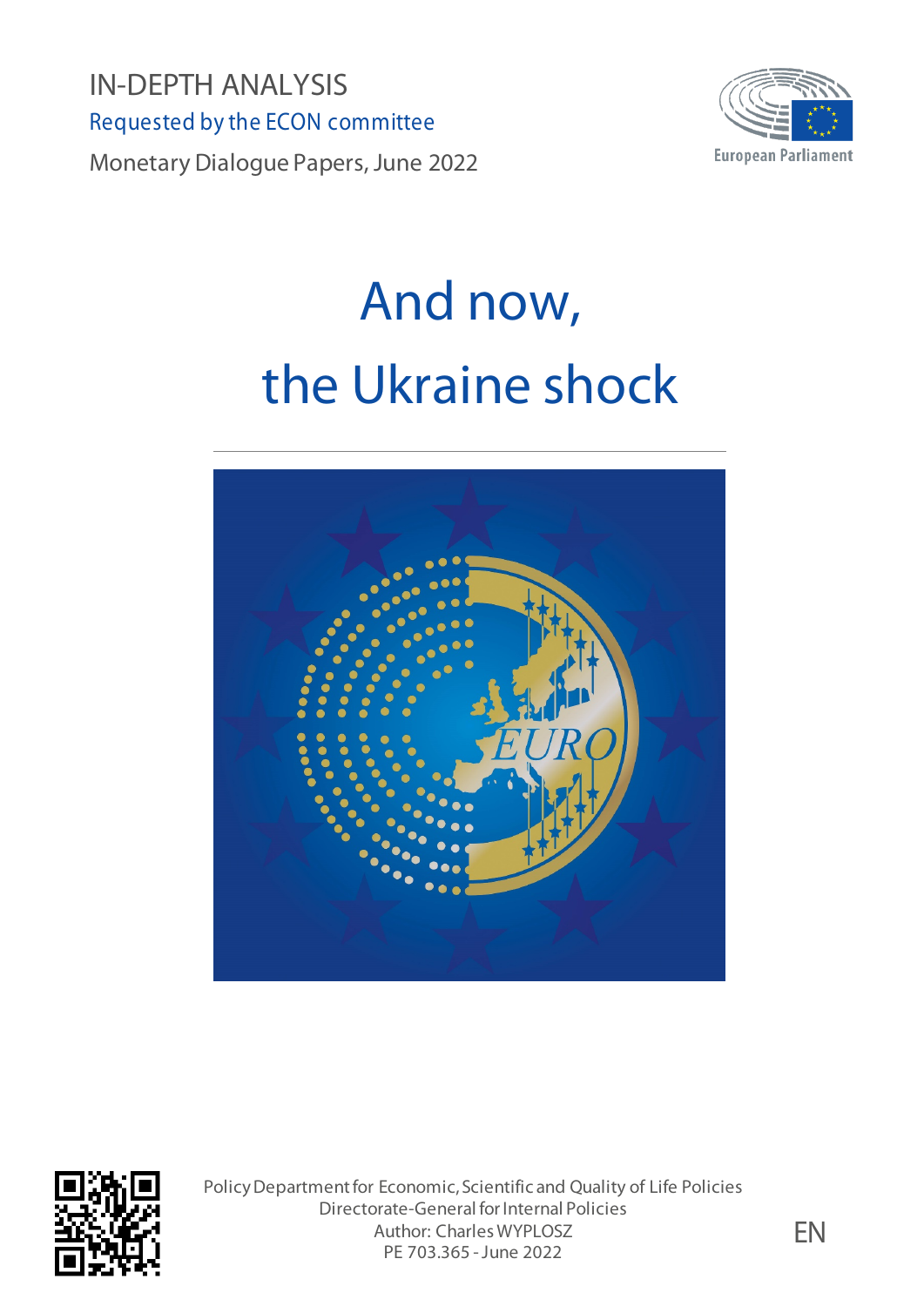IN-DEPTH ANALYSIS

Requested by the ECON committee

Monetary Dialogue Papers, June 2022

European Parliament

# And now, the Ukraine shock

Policy Department for Economic, Scientific and Quality of Life Policies
Directorate-General for Internal Policies
Author: Charles WYPLOSZ
PE 703.365 - June 2022

EN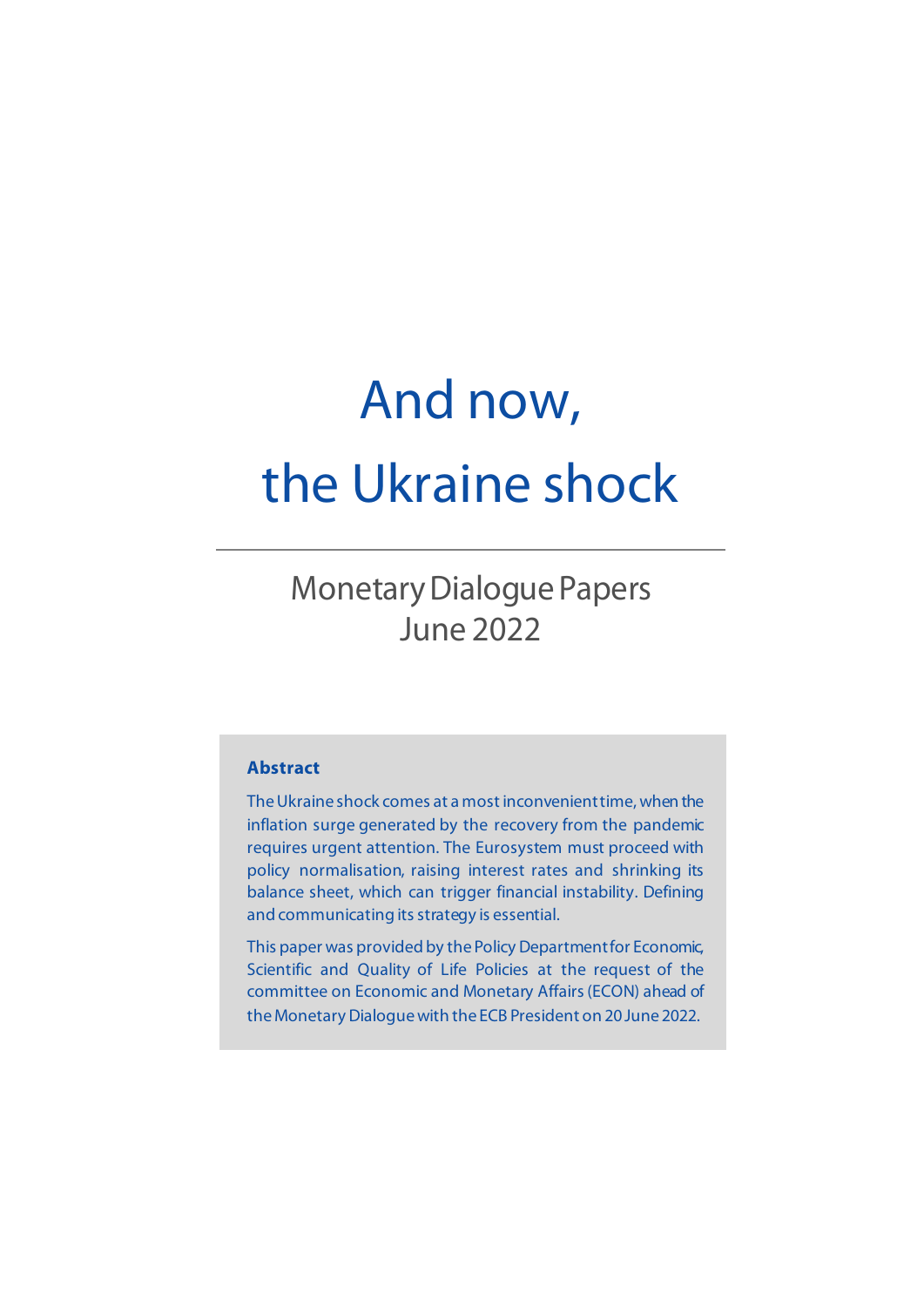# And now, the Ukraine shock

Monetary Dialogue Papers
June 2022

**Abstract**

The Ukraine shock comes at a most inconvenient time, when the inflation surge generated by the recovery from the pandemic requires urgent attention. The Eurosystem must proceed with policy normalisation, raising interest rates and shrinking its balance sheet, which can trigger financial instability. Defining and communicating its strategy is essential.

This paper was provided by the Policy Department for Economic, Scientific and Quality of Life Policies at the request of the committee on Economic and Monetary Affairs (ECON) ahead of the Monetary Dialogue with the ECB President on 20 June 2022.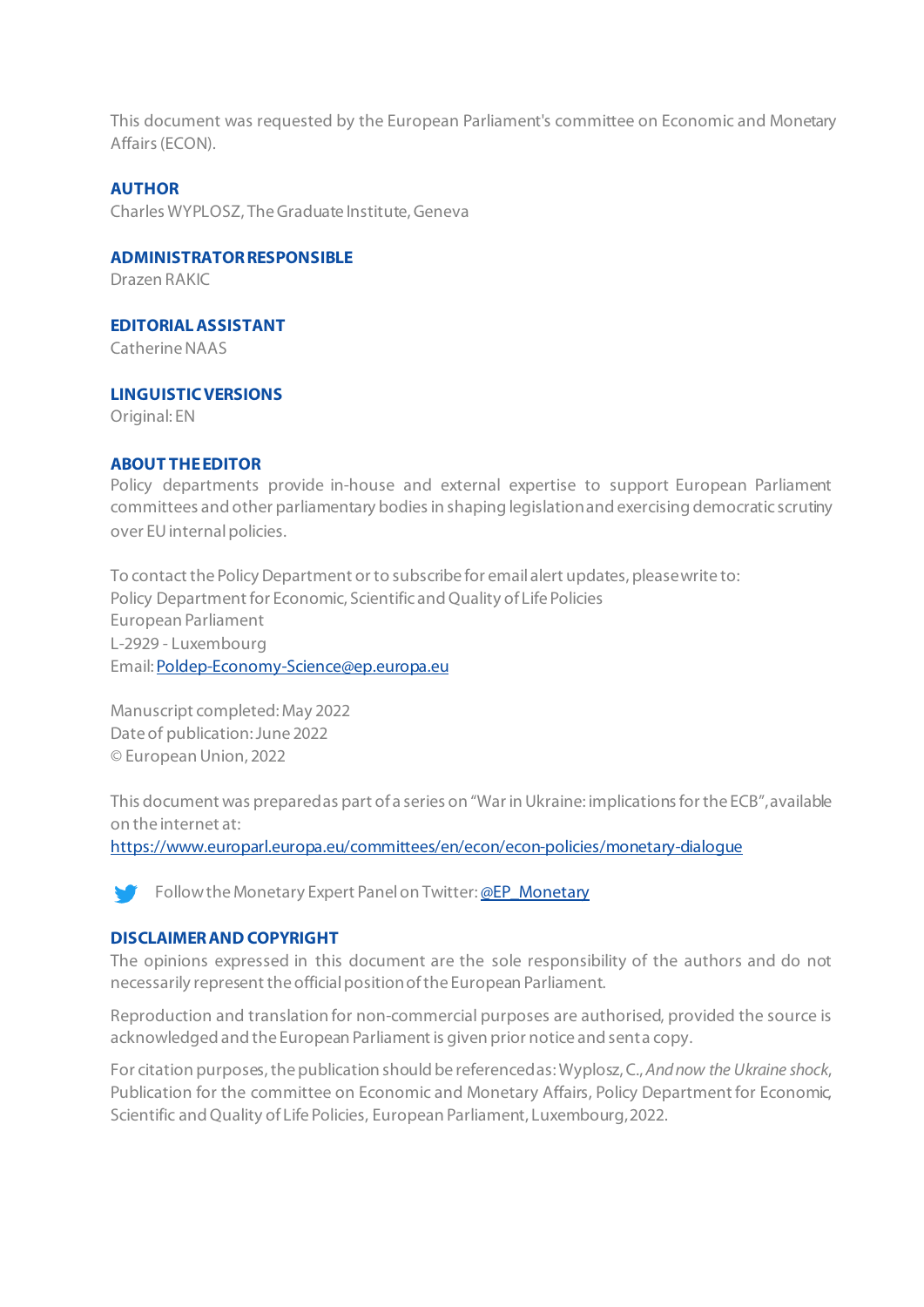This document was requested by the European Parliament's committee on Economic and Monetary Affairs (ECON).

**AUTHOR**

Charles WYPLOSZ, The Graduate Institute, Geneva

**ADMINISTRATOR RESPONSIBLE**

Drazen RAKIC

**EDITORIAL ASSISTANT**

Catherine NAAS

**LINGUISTIC VERSIONS**

Original: EN

**ABOUT THE EDITOR**

Policy departments provide in-house and external expertise to support European Parliament committees and other parliamentary bodies in shaping legislation and exercising democratic scrutiny over EU internal policies.

To contact the Policy Department or to subscribe for email alert updates, please write to:
Policy Department for Economic, Scientific and Quality of Life Policies
European Parliament
L-2929 - Luxembourg
Email: Poldep-Economy-Science@ep.europa.eu

Manuscript completed: May 2022
Date of publication: June 2022
© European Union, 2022

This document was prepared as part of a series on "War in Ukraine: implications for the ECB", available on the internet at:
https://www.europarl.europa.eu/committees/en/econ/econ-policies/monetary-dialogue

Follow the Monetary Expert Panel on Twitter: @EP_Monetary

**DISCLAIMER AND COPYRIGHT**

The opinions expressed in this document are the sole responsibility of the authors and do not necessarily represent the official position of the European Parliament.

Reproduction and translation for non-commercial purposes are authorised, provided the source is acknowledged and the European Parliament is given prior notice and sent a copy.

For citation purposes, the publication should be referenced as: Wyplosz, C., *And now the Ukraine shock*, Publication for the committee on Economic and Monetary Affairs, Policy Department for Economic, Scientific and Quality of Life Policies, European Parliament, Luxembourg, 2022.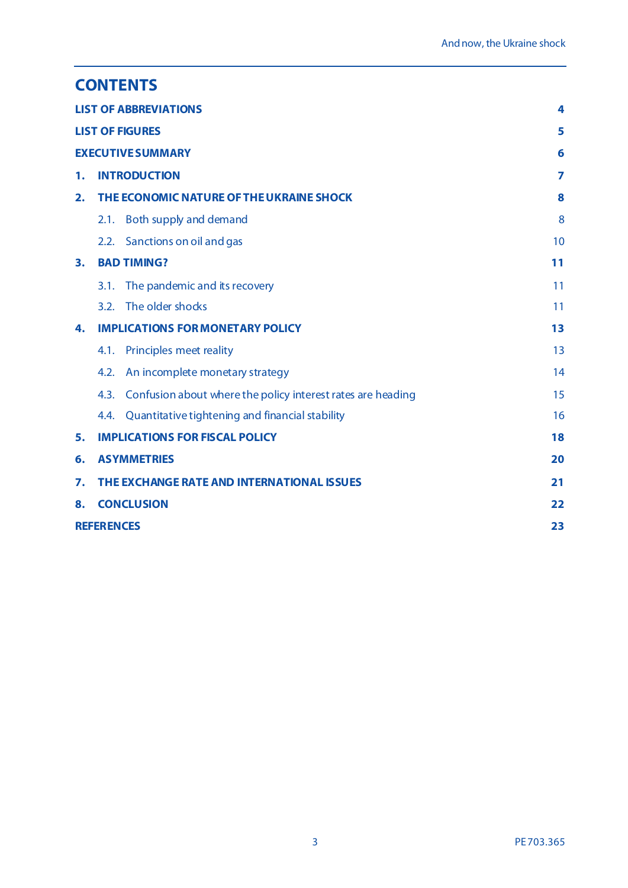# CONTENTS

| | |
|---|---|
| **LIST OF ABBREVIATIONS** | **4** |
| **LIST OF FIGURES** | **5** |
| **EXECUTIVE SUMMARY** | **6** |
| **1. INTRODUCTION** | **7** |
| **2. THE ECONOMIC NATURE OF THE UKRAINE SHOCK** | **8** |
| 2.1. Both supply and demand | 8 |
| 2.2. Sanctions on oil and gas | 10 |
| **3. BAD TIMING?** | **11** |
| 3.1. The pandemic and its recovery | 11 |
| 3.2. The older shocks | 11 |
| **4. IMPLICATIONS FOR MONETARY POLICY** | **13** |
| 4.1. Principles meet reality | 13 |
| 4.2. An incomplete monetary strategy | 14 |
| 4.3. Confusion about where the policy interest rates are heading | 15 |
| 4.4. Quantitative tightening and financial stability | 16 |
| **5. IMPLICATIONS FOR FISCAL POLICY** | **18** |
| **6. ASYMMETRIES** | **20** |
| **7. THE EXCHANGE RATE AND INTERNATIONAL ISSUES** | **21** |
| **8. CONCLUSION** | **22** |
| **REFERENCES** | **23** |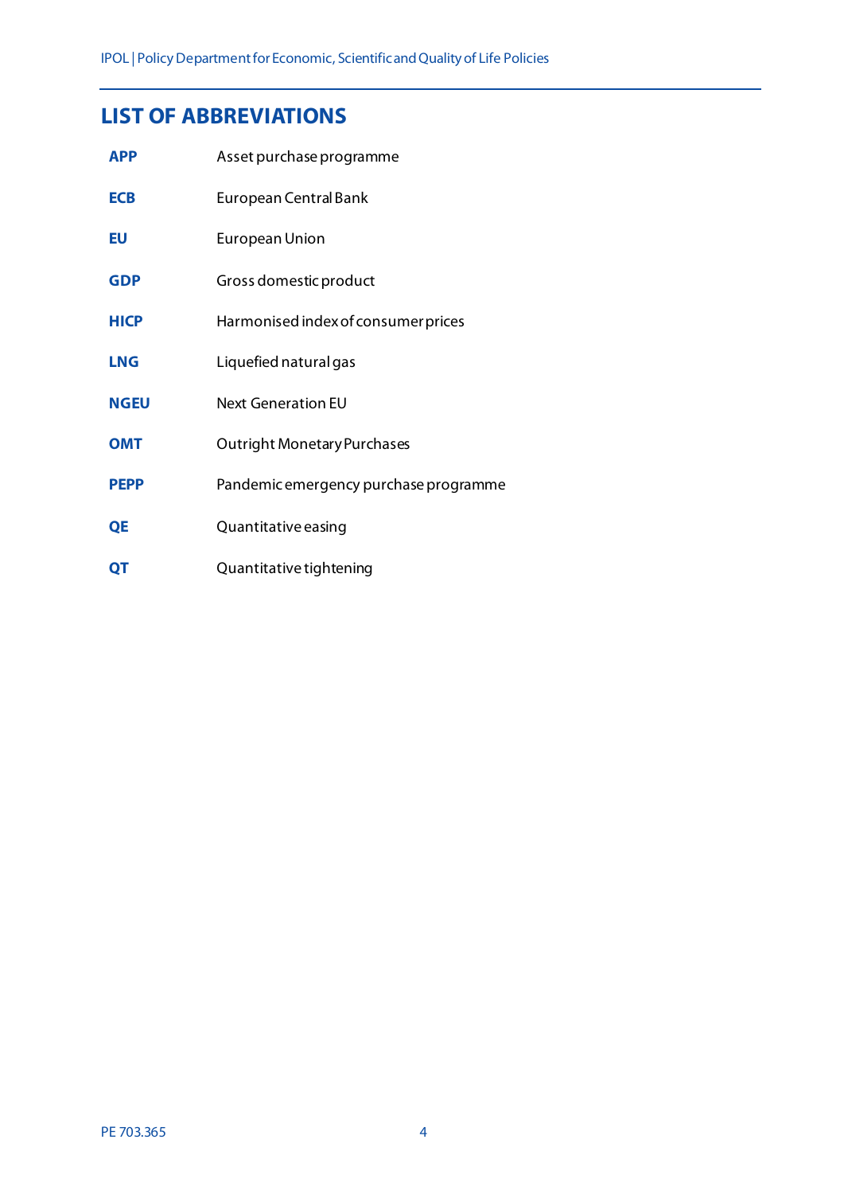# LIST OF ABBREVIATIONS

| | |
|---|---|
| **APP** | Asset purchase programme |
| **ECB** | European Central Bank |
| **EU** | European Union |
| **GDP** | Gross domestic product |
| **HICP** | Harmonised index of consumer prices |
| **LNG** | Liquefied natural gas |
| **NGEU** | Next Generation EU |
| **OMT** | Outright Monetary Purchases |
| **PEPP** | Pandemic emergency purchase programme |
| **QE** | Quantitative easing |
| **QT** | Quantitative tightening |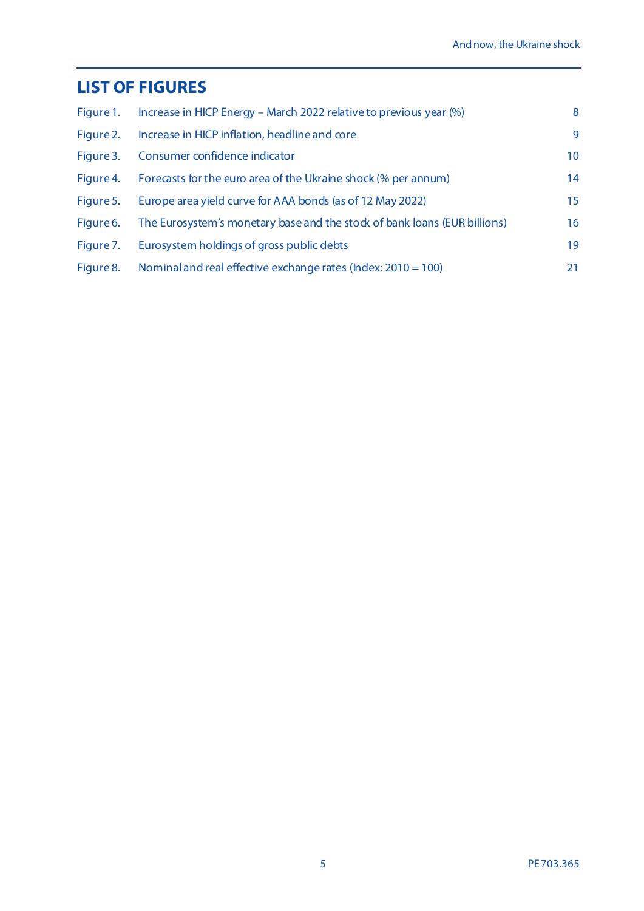# LIST OF FIGURES

| | | |
|---|---|---|
| Figure 1. | Increase in HICP Energy – March 2022 relative to previous year (%) | 8 |
| Figure 2. | Increase in HICP inflation, headline and core | 9 |
| Figure 3. | Consumer confidence indicator | 10 |
| Figure 4. | Forecasts for the euro area of the Ukraine shock (% per annum) | 14 |
| Figure 5. | Europe area yield curve for AAA bonds (as of 12 May 2022) | 15 |
| Figure 6. | The Eurosystem's monetary base and the stock of bank loans (EUR billions) | 16 |
| Figure 7. | Eurosystem holdings of gross public debts | 19 |
| Figure 8. | Nominal and real effective exchange rates (Index: 2010 = 100) | 21 |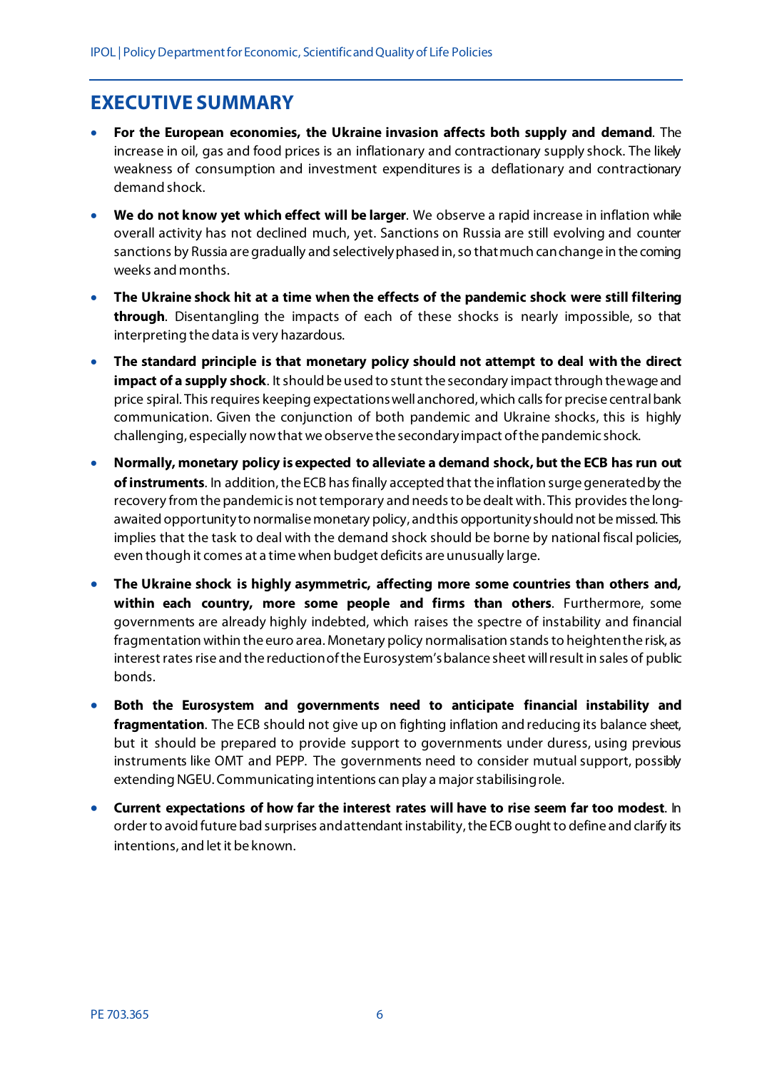## EXECUTIVE SUMMARY

- **For the European economies, the Ukraine invasion affects both supply and demand**. The increase in oil, gas and food prices is an inflationary and contractionary supply shock. The likely weakness of consumption and investment expenditures is a deflationary and contractionary demand shock.
- **We do not know yet which effect will be larger**. We observe a rapid increase in inflation while overall activity has not declined much, yet. Sanctions on Russia are still evolving and counter sanctions by Russia are gradually and selectively phased in, so that much can change in the coming weeks and months.
- **The Ukraine shock hit at a time when the effects of the pandemic shock were still filtering through**. Disentangling the impacts of each of these shocks is nearly impossible, so that interpreting the data is very hazardous.
- **The standard principle is that monetary policy should not attempt to deal with the direct impact of a supply shock**. It should be used to stunt the secondary impact through the wage and price spiral. This requires keeping expectations well anchored, which calls for precise central bank communication. Given the conjunction of both pandemic and Ukraine shocks, this is highly challenging, especially now that we observe the secondary impact of the pandemic shock.
- **Normally, monetary policy is expected to alleviate a demand shock, but the ECB has run out of instruments**. In addition, the ECB has finally accepted that the inflation surge generated by the recovery from the pandemic is not temporary and needs to be dealt with. This provides the long-awaited opportunity to normalise monetary policy, and this opportunity should not be missed. This implies that the task to deal with the demand shock should be borne by national fiscal policies, even though it comes at a time when budget deficits are unusually large.
- **The Ukraine shock is highly asymmetric, affecting more some countries than others and, within each country, more some people and firms than others**. Furthermore, some governments are already highly indebted, which raises the spectre of instability and financial fragmentation within the euro area. Monetary policy normalisation stands to heighten the risk, as interest rates rise and the reduction of the Eurosystem's balance sheet will result in sales of public bonds.
- **Both the Eurosystem and governments need to anticipate financial instability and fragmentation**. The ECB should not give up on fighting inflation and reducing its balance sheet, but it should be prepared to provide support to governments under duress, using previous instruments like OMT and PEPP. The governments need to consider mutual support, possibly extending NGEU. Communicating intentions can play a major stabilising role.
- **Current expectations of how far the interest rates will have to rise seem far too modest**. In order to avoid future bad surprises and attendant instability, the ECB ought to define and clarify its intentions, and let it be known.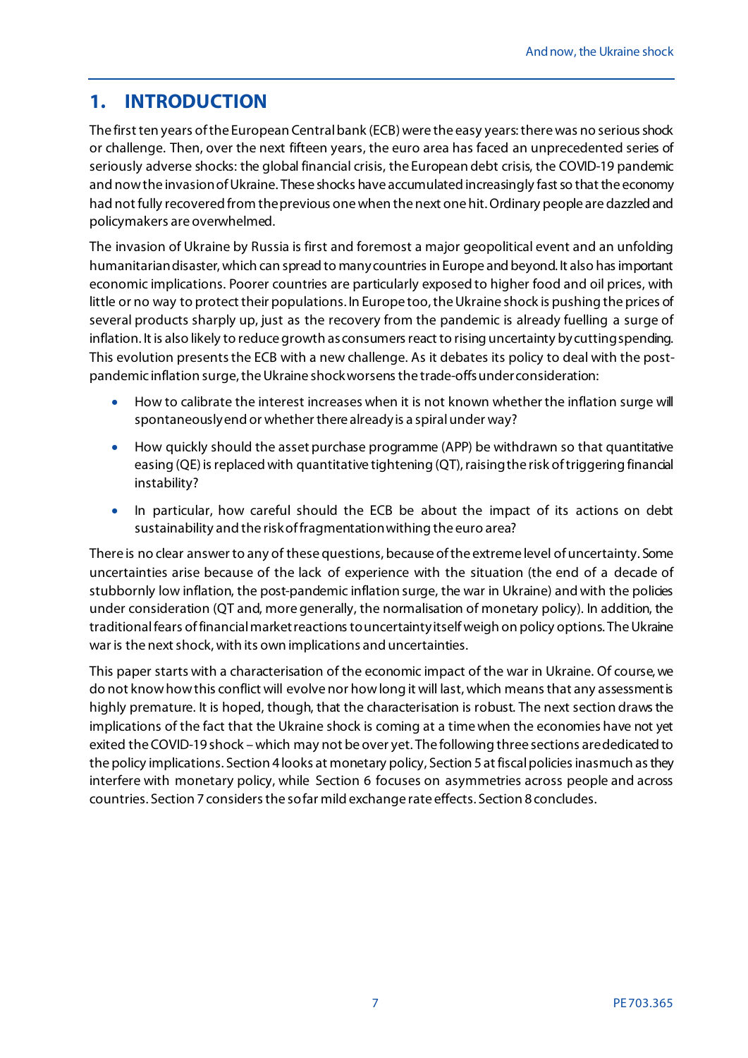# 1. INTRODUCTION

The first ten years of the European Central bank (ECB) were the easy years: there was no serious shock or challenge. Then, over the next fifteen years, the euro area has faced an unprecedented series of seriously adverse shocks: the global financial crisis, the European debt crisis, the COVID-19 pandemic and now the invasion of Ukraine. These shocks have accumulated increasingly fast so that the economy had not fully recovered from the previous one when the next one hit. Ordinary people are dazzled and policymakers are overwhelmed.

The invasion of Ukraine by Russia is first and foremost a major geopolitical event and an unfolding humanitarian disaster, which can spread to many countries in Europe and beyond. It also has important economic implications. Poorer countries are particularly exposed to higher food and oil prices, with little or no way to protect their populations. In Europe too, the Ukraine shock is pushing the prices of several products sharply up, just as the recovery from the pandemic is already fuelling a surge of inflation. It is also likely to reduce growth as consumers react to rising uncertainty by cutting spending. This evolution presents the ECB with a new challenge. As it debates its policy to deal with the post-pandemic inflation surge, the Ukraine shock worsens the trade-offs under consideration:

- How to calibrate the interest increases when it is not known whether the inflation surge will spontaneously end or whether there already is a spiral under way?
- How quickly should the asset purchase programme (APP) be withdrawn so that quantitative easing (QE) is replaced with quantitative tightening (QT), raising the risk of triggering financial instability?
- In particular, how careful should the ECB be about the impact of its actions on debt sustainability and the risk of fragmentation withing the euro area?

There is no clear answer to any of these questions, because of the extreme level of uncertainty. Some uncertainties arise because of the lack of experience with the situation (the end of a decade of stubbornly low inflation, the post-pandemic inflation surge, the war in Ukraine) and with the policies under consideration (QT and, more generally, the normalisation of monetary policy). In addition, the traditional fears of financial market reactions to uncertainty itself weigh on policy options. The Ukraine war is the next shock, with its own implications and uncertainties.

This paper starts with a characterisation of the economic impact of the war in Ukraine. Of course, we do not know how this conflict will evolve nor how long it will last, which means that any assessment is highly premature. It is hoped, though, that the characterisation is robust. The next section draws the implications of the fact that the Ukraine shock is coming at a time when the economies have not yet exited the COVID-19 shock – which may not be over yet. The following three sections are dedicated to the policy implications. Section 4 looks at monetary policy, Section 5 at fiscal policies inasmuch as they interfere with monetary policy, while Section 6 focuses on asymmetries across people and across countries. Section 7 considers the so far mild exchange rate effects. Section 8 concludes.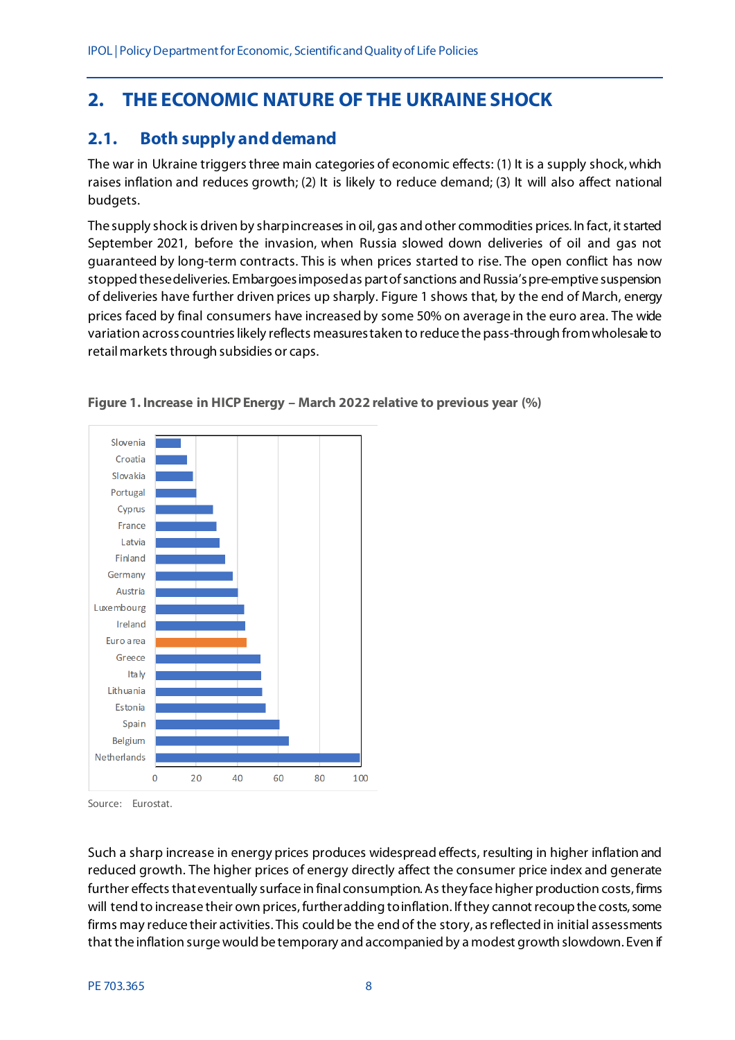# 2. THE ECONOMIC NATURE OF THE UKRAINE SHOCK

## 2.1. Both supply and demand

The war in Ukraine triggers three main categories of economic effects: (1) It is a supply shock, which raises inflation and reduces growth; (2) It is likely to reduce demand; (3) It will also affect national budgets.

The supply shock is driven by sharp increases in oil, gas and other commodities prices. In fact, it started September 2021, before the invasion, when Russia slowed down deliveries of oil and gas not guaranteed by long-term contracts. This is when prices started to rise. The open conflict has now stopped these deliveries. Embargoes imposed as part of sanctions and Russia's pre-emptive suspension of deliveries have further driven prices up sharply. Figure 1 shows that, by the end of March, energy prices faced by final consumers have increased by some 50% on average in the euro area. The wide variation across countries likely reflects measures taken to reduce the pass-through from wholesale to retail markets through subsidies or caps.

**Figure 1. Increase in HICP Energy – March 2022 relative to previous year (%)**

Slovenia
Croatia
Slovakia
Portugal
Cyprus
France
Latvia
Finland
Germany
Austria
Luxembourg
Ireland
Euro area
Greece
Italy
Lithuania
Estonia
Spain
Belgium
Netherlands

0 20 40 60 80 100

Source: Eurostat.

Such a sharp increase in energy prices produces widespread effects, resulting in higher inflation and reduced growth. The higher prices of energy directly affect the consumer price index and generate further effects that eventually surface in final consumption. As they face higher production costs, firms will tend to increase their own prices, further adding to inflation. If they cannot recoup the costs, some firms may reduce their activities. This could be the end of the story, as reflected in initial assessments that the inflation surge would be temporary and accompanied by a modest growth slowdown. Even if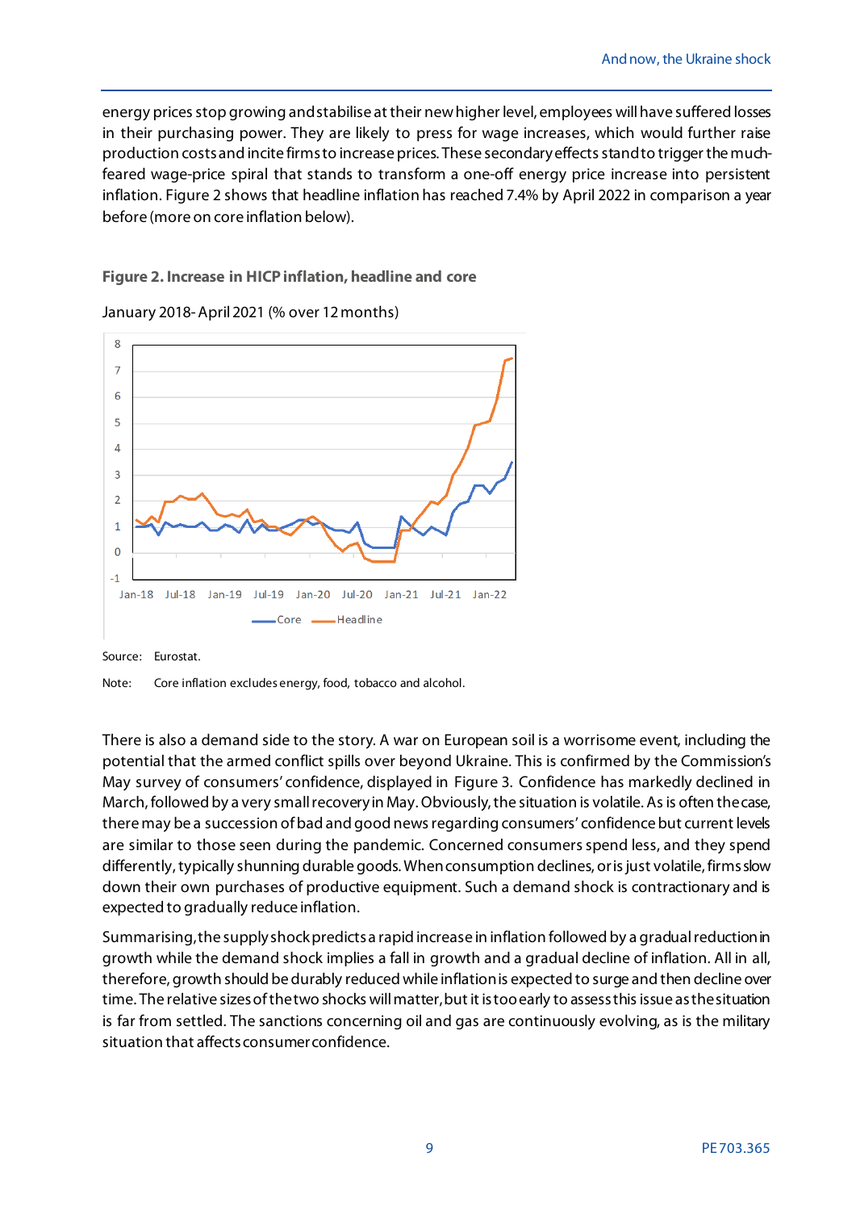energy prices stop growing and stabilise at their new higher level, employees will have suffered losses in their purchasing power. They are likely to press for wage increases, which would further raise production costs and incite firms to increase prices. These secondary effects stand to trigger the much-feared wage-price spiral that stands to transform a one-off energy price increase into persistent inflation. Figure 2 shows that headline inflation has reached 7.4% by April 2022 in comparison a year before (more on core inflation below).

**Figure 2. Increase in HICP inflation, headline and core**

January 2018- April 2021 (% over 12 months)

Source: Eurostat.

Note: Core inflation excludes energy, food, tobacco and alcohol.

There is also a demand side to the story. A war on European soil is a worrisome event, including the potential that the armed conflict spills over beyond Ukraine. This is confirmed by the Commission's May survey of consumers' confidence, displayed in Figure 3. Confidence has markedly declined in March, followed by a very small recovery in May. Obviously, the situation is volatile. As is often the case, there may be a succession of bad and good news regarding consumers' confidence but current levels are similar to those seen during the pandemic. Concerned consumers spend less, and they spend differently, typically shunning durable goods. When consumption declines, or is just volatile, firms slow down their own purchases of productive equipment. Such a demand shock is contractionary and is expected to gradually reduce inflation.

Summarising, the supply shock predicts a rapid increase in inflation followed by a gradual reduction in growth while the demand shock implies a fall in growth and a gradual decline of inflation. All in all, therefore, growth should be durably reduced while inflation is expected to surge and then decline over time. The relative sizes of the two shocks will matter, but it is too early to assess this issue as the situation is far from settled. The sanctions concerning oil and gas are continuously evolving, as is the military situation that affects consumer confidence.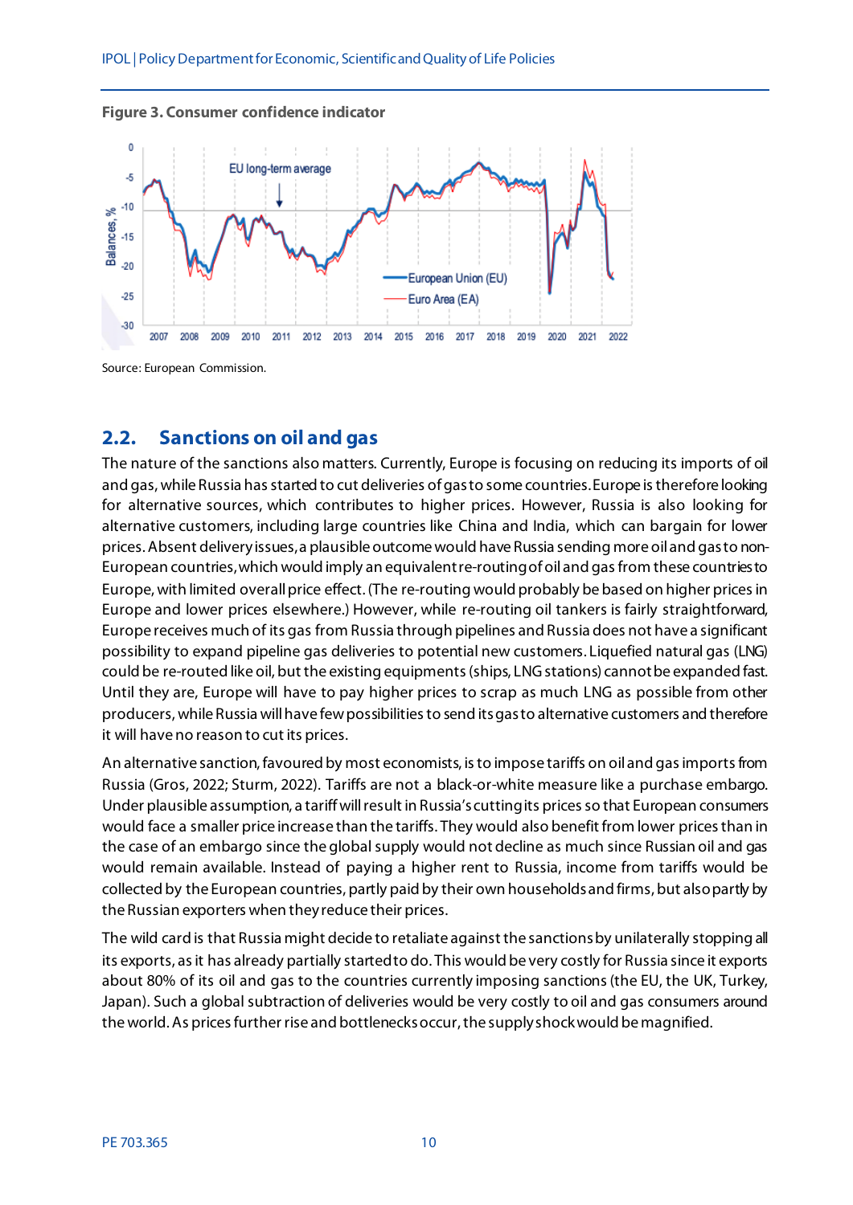**Figure 3. Consumer confidence indicator**

0
-5
-10
-15
-20
-25
-30

Balances, %

EU long-term average

European Union (EU)
Euro Area (EA)

2007 2008 2009 2010 2011 2012 2013 2014 2015 2016 2017 2018 2019 2020 2021 2022

Source: European Commission.

## 2.2. Sanctions on oil and gas

The nature of the sanctions also matters. Currently, Europe is focusing on reducing its imports of oil and gas, while Russia has started to cut deliveries of gas to some countries. Europe is therefore looking for alternative sources, which contributes to higher prices. However, Russia is also looking for alternative customers, including large countries like China and India, which can bargain for lower prices. Absent delivery issues, a plausible outcome would have Russia sending more oil and gas to non-European countries, which would imply an equivalent re-routing of oil and gas from these countries to Europe, with limited overall price effect. (The re-routing would probably be based on higher prices in Europe and lower prices elsewhere.) However, while re-routing oil tankers is fairly straightforward, Europe receives much of its gas from Russia through pipelines and Russia does not have a significant possibility to expand pipeline gas deliveries to potential new customers. Liquefied natural gas (LNG) could be re-routed like oil, but the existing equipments (ships, LNG stations) cannot be expanded fast. Until they are, Europe will have to pay higher prices to scrap as much LNG as possible from other producers, while Russia will have few possibilities to send its gas to alternative customers and therefore it will have no reason to cut its prices.

An alternative sanction, favoured by most economists, is to impose tariffs on oil and gas imports from Russia (Gros, 2022; Sturm, 2022). Tariffs are not a black-or-white measure like a purchase embargo. Under plausible assumption, a tariff will result in Russia's cutting its prices so that European consumers would face a smaller price increase than the tariffs. They would also benefit from lower prices than in the case of an embargo since the global supply would not decline as much since Russian oil and gas would remain available. Instead of paying a higher rent to Russia, income from tariffs would be collected by the European countries, partly paid by their own households and firms, but also partly by the Russian exporters when they reduce their prices.

The wild card is that Russia might decide to retaliate against the sanctions by unilaterally stopping all its exports, as it has already partially started to do. This would be very costly for Russia since it exports about 80% of its oil and gas to the countries currently imposing sanctions (the EU, the UK, Turkey, Japan). Such a global subtraction of deliveries would be very costly to oil and gas consumers around the world. As prices further rise and bottlenecks occur, the supply shock would be magnified.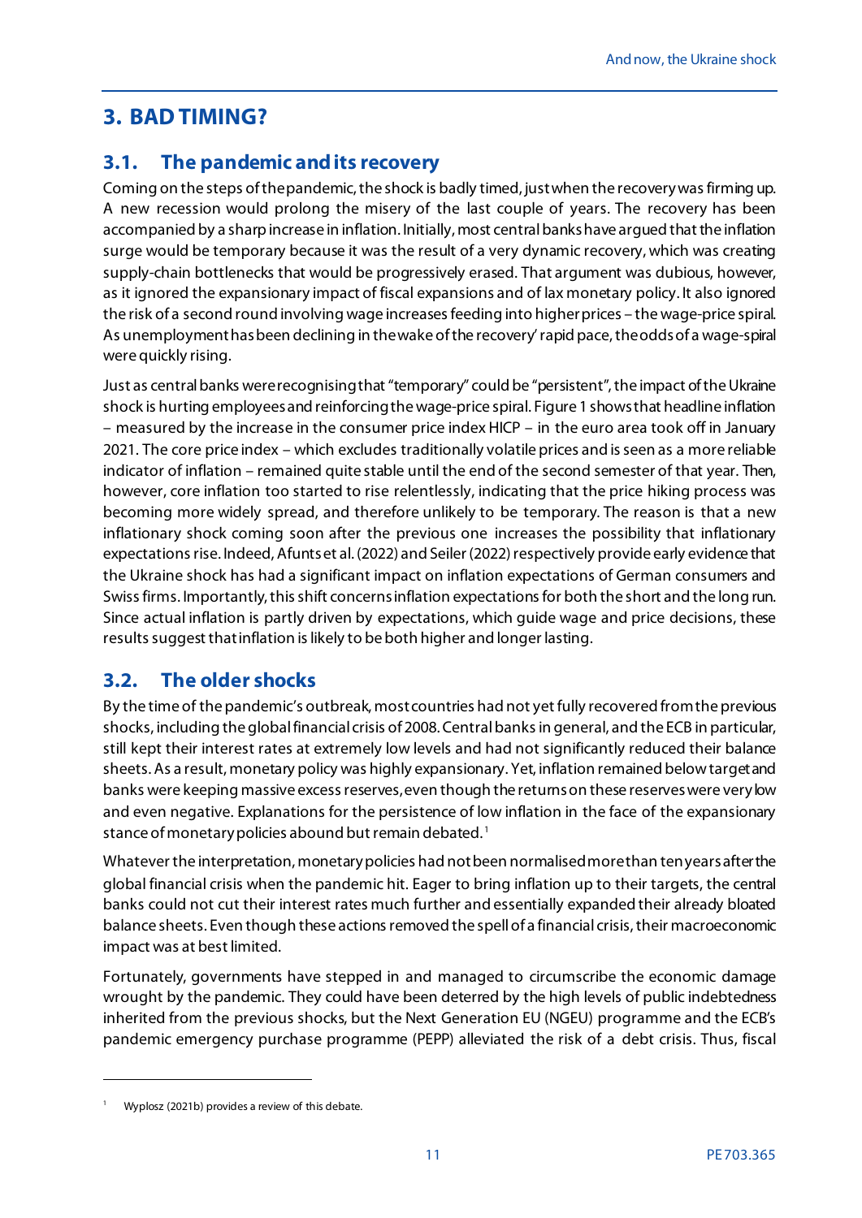# 3. BAD TIMING?

## 3.1. The pandemic and its recovery

Coming on the steps of the pandemic, the shock is badly timed, just when the recovery was firming up. A new recession would prolong the misery of the last couple of years. The recovery has been accompanied by a sharp increase in inflation. Initially, most central banks have argued that the inflation surge would be temporary because it was the result of a very dynamic recovery, which was creating supply-chain bottlenecks that would be progressively erased. That argument was dubious, however, as it ignored the expansionary impact of fiscal expansions and of lax monetary policy. It also ignored the risk of a second round involving wage increases feeding into higher prices – the wage-price spiral. As unemployment has been declining in the wake of the recovery' rapid pace, the odds of a wage-spiral were quickly rising.

Just as central banks were recognising that "temporary" could be "persistent", the impact of the Ukraine shock is hurting employees and reinforcing the wage-price spiral. Figure 1 shows that headline inflation – measured by the increase in the consumer price index HICP – in the euro area took off in January 2021. The core price index – which excludes traditionally volatile prices and is seen as a more reliable indicator of inflation – remained quite stable until the end of the second semester of that year. Then, however, core inflation too started to rise relentlessly, indicating that the price hiking process was becoming more widely spread, and therefore unlikely to be temporary. The reason is that a new inflationary shock coming soon after the previous one increases the possibility that inflationary expectations rise. Indeed, Afunts et al. (2022) and Seiler (2022) respectively provide early evidence that the Ukraine shock has had a significant impact on inflation expectations of German consumers and Swiss firms. Importantly, this shift concerns inflation expectations for both the short and the long run. Since actual inflation is partly driven by expectations, which guide wage and price decisions, these results suggest that inflation is likely to be both higher and longer lasting.

## 3.2. The older shocks

By the time of the pandemic's outbreak, most countries had not yet fully recovered from the previous shocks, including the global financial crisis of 2008. Central banks in general, and the ECB in particular, still kept their interest rates at extremely low levels and had not significantly reduced their balance sheets. As a result, monetary policy was highly expansionary. Yet, inflation remained below target and banks were keeping massive excess reserves, even though the returns on these reserves were very low and even negative. Explanations for the persistence of low inflation in the face of the expansionary stance of monetary policies abound but remain debated.[1]

Whatever the interpretation, monetary policies had not been normalised more than ten years after the global financial crisis when the pandemic hit. Eager to bring inflation up to their targets, the central banks could not cut their interest rates much further and essentially expanded their already bloated balance sheets. Even though these actions removed the spell of a financial crisis, their macroeconomic impact was at best limited.

Fortunately, governments have stepped in and managed to circumscribe the economic damage wrought by the pandemic. They could have been deterred by the high levels of public indebtedness inherited from the previous shocks, but the Next Generation EU (NGEU) programme and the ECB's pandemic emergency purchase programme (PEPP) alleviated the risk of a debt crisis. Thus, fiscal

[1] Wyplosz (2021b) provides a review of this debate.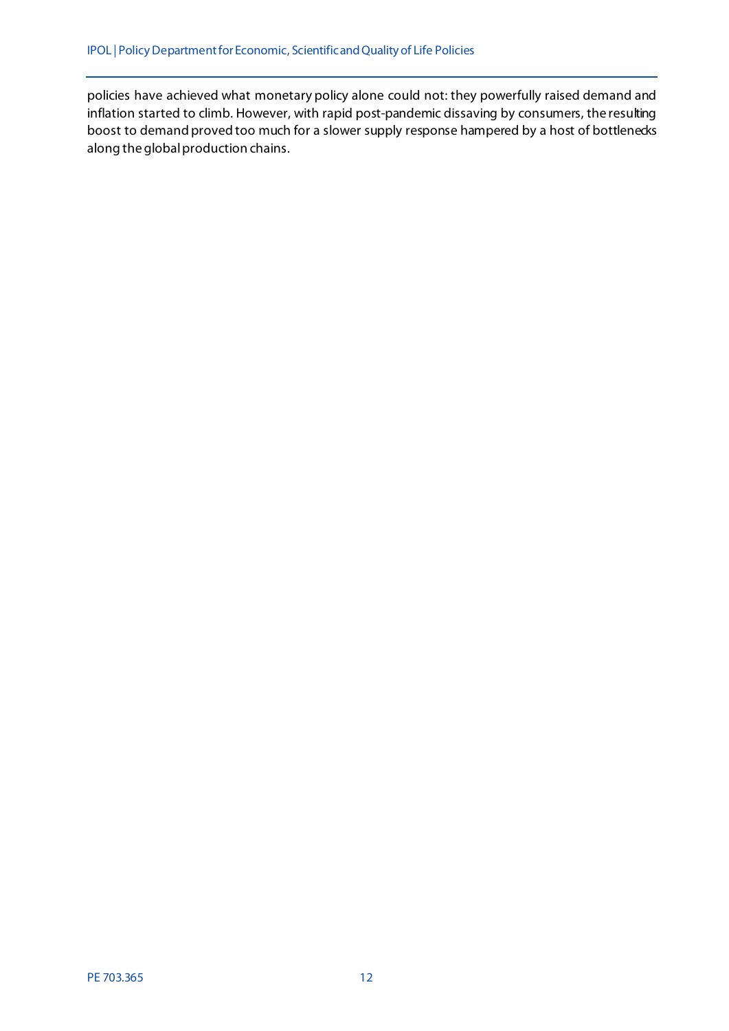policies have achieved what monetary policy alone could not: they powerfully raised demand and inflation started to climb. However, with rapid post-pandemic dissaving by consumers, the resulting boost to demand proved too much for a slower supply response hampered by a host of bottlenecks along the global production chains.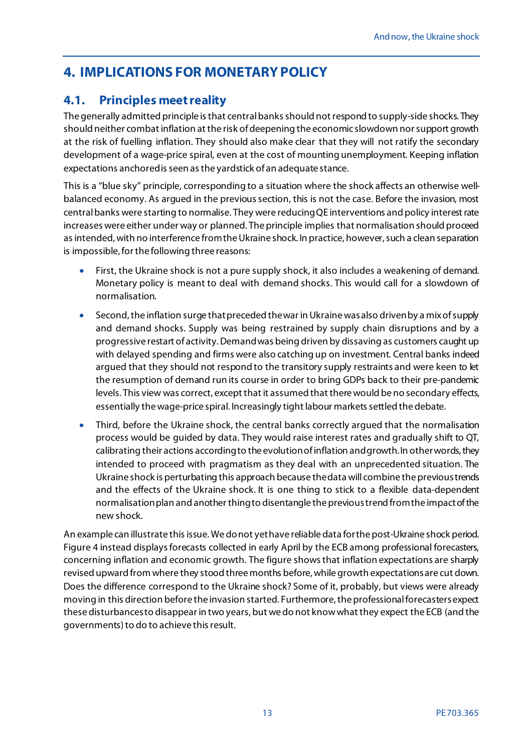# 4. IMPLICATIONS FOR MONETARY POLICY

## 4.1. Principles meet reality

The generally admitted principle is that central banks should not respond to supply-side shocks. They should neither combat inflation at the risk of deepening the economic slowdown nor support growth at the risk of fuelling inflation. They should also make clear that they will not ratify the secondary development of a wage-price spiral, even at the cost of mounting unemployment. Keeping inflation expectations anchored is seen as the yardstick of an adequate stance.

This is a "blue sky" principle, corresponding to a situation where the shock affects an otherwise well-balanced economy. As argued in the previous section, this is not the case. Before the invasion, most central banks were starting to normalise. They were reducing QE interventions and policy interest rate increases were either under way or planned. The principle implies that normalisation should proceed as intended, with no interference from the Ukraine shock. In practice, however, such a clean separation is impossible, for the following three reasons:

- First, the Ukraine shock is not a pure supply shock, it also includes a weakening of demand. Monetary policy is meant to deal with demand shocks. This would call for a slowdown of normalisation.
- Second, the inflation surge that preceded the war in Ukraine was also driven by a mix of supply and demand shocks. Supply was being restrained by supply chain disruptions and by a progressive restart of activity. Demand was being driven by dissaving as customers caught up with delayed spending and firms were also catching up on investment. Central banks indeed argued that they should not respond to the transitory supply restraints and were keen to let the resumption of demand run its course in order to bring GDPs back to their pre-pandemic levels. This view was correct, except that it assumed that there would be no secondary effects, essentially the wage-price spiral. Increasingly tight labour markets settled the debate.
- Third, before the Ukraine shock, the central banks correctly argued that the normalisation process would be guided by data. They would raise interest rates and gradually shift to QT, calibrating their actions according to the evolution of inflation and growth. In other words, they intended to proceed with pragmatism as they deal with an unprecedented situation. The Ukraine shock is perturbating this approach because the data will combine the previous trends and the effects of the Ukraine shock. It is one thing to stick to a flexible data-dependent normalisation plan and another thing to disentangle the previous trend from the impact of the new shock.

An example can illustrate this issue. We do not yet have reliable data for the post-Ukraine shock period. Figure 4 instead displays forecasts collected in early April by the ECB among professional forecasters, concerning inflation and economic growth. The figure shows that inflation expectations are sharply revised upward from where they stood three months before, while growth expectations are cut down. Does the difference correspond to the Ukraine shock? Some of it, probably, but views were already moving in this direction before the invasion started. Furthermore, the professional forecasters expect these disturbances to disappear in two years, but we do not know what they expect the ECB (and the governments) to do to achieve this result.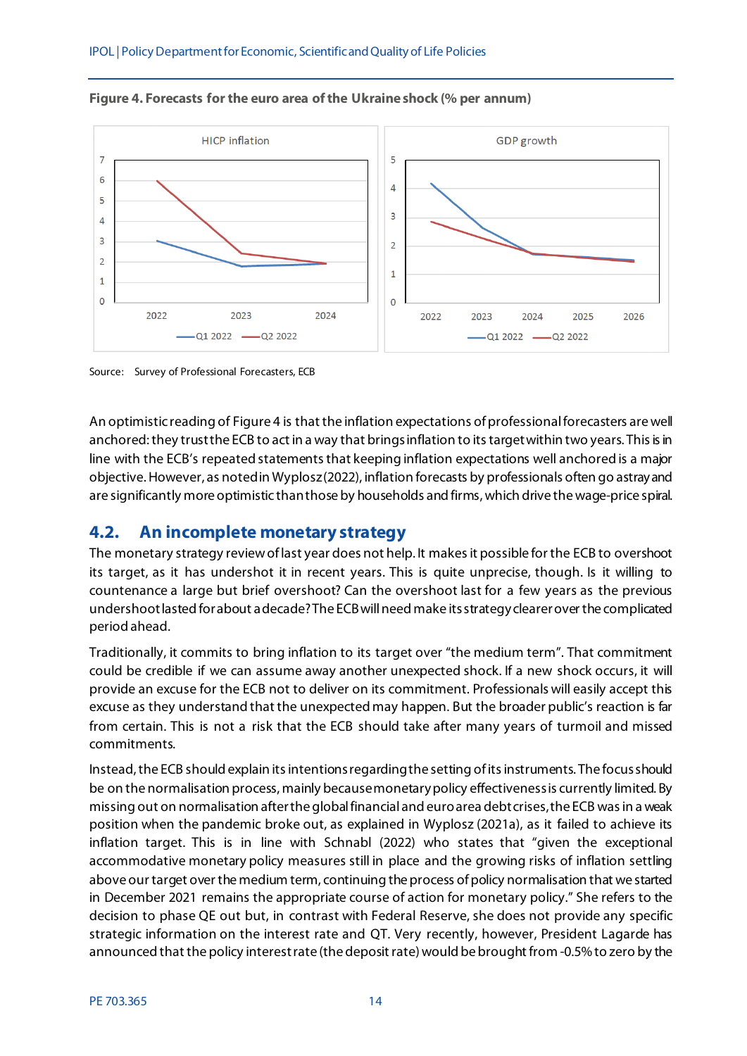**Figure 4. Forecasts for the euro area of the Ukraine shock (% per annum)**

HICP inflation

7
6
5
4
3
2
1
0

2022 2023 2024

Q1 2022 Q2 2022

GDP growth

5
4
3
2
1
0

2022 2023 2024 2025 2026

Q1 2022 Q2 2022

Source: Survey of Professional Forecasters, ECB

An optimistic reading of Figure 4 is that the inflation expectations of professional forecasters are well anchored: they trust the ECB to act in a way that brings inflation to its target within two years. This is in line with the ECB's repeated statements that keeping inflation expectations well anchored is a major objective. However, as noted in Wyplosz (2022), inflation forecasts by professionals often go astray and are significantly more optimistic than those by households and firms, which drive the wage-price spiral.

## 4.2. An incomplete monetary strategy

The monetary strategy review of last year does not help. It makes it possible for the ECB to overshoot its target, as it has undershot it in recent years. This is quite unprecise, though. Is it willing to countenance a large but brief overshoot? Can the overshoot last for a few years as the previous undershoot lasted for about a decade? The ECB will need make its strategy clearer over the complicated period ahead.

Traditionally, it commits to bring inflation to its target over "the medium term". That commitment could be credible if we can assume away another unexpected shock. If a new shock occurs, it will provide an excuse for the ECB not to deliver on its commitment. Professionals will easily accept this excuse as they understand that the unexpected may happen. But the broader public's reaction is far from certain. This is not a risk that the ECB should take after many years of turmoil and missed commitments.

Instead, the ECB should explain its intentions regarding the setting of its instruments. The focus should be on the normalisation process, mainly because monetary policy effectiveness is currently limited. By missing out on normalisation after the global financial and euro area debt crises, the ECB was in a weak position when the pandemic broke out, as explained in Wyplosz (2021a), as it failed to achieve its inflation target. This is in line with Schnabl (2022) who states that "given the exceptional accommodative monetary policy measures still in place and the growing risks of inflation settling above our target over the medium term, continuing the process of policy normalisation that we started in December 2021 remains the appropriate course of action for monetary policy." She refers to the decision to phase QE out but, in contrast with Federal Reserve, she does not provide any specific strategic information on the interest rate and QT. Very recently, however, President Lagarde has announced that the policy interest rate (the deposit rate) would be brought from -0.5% to zero by the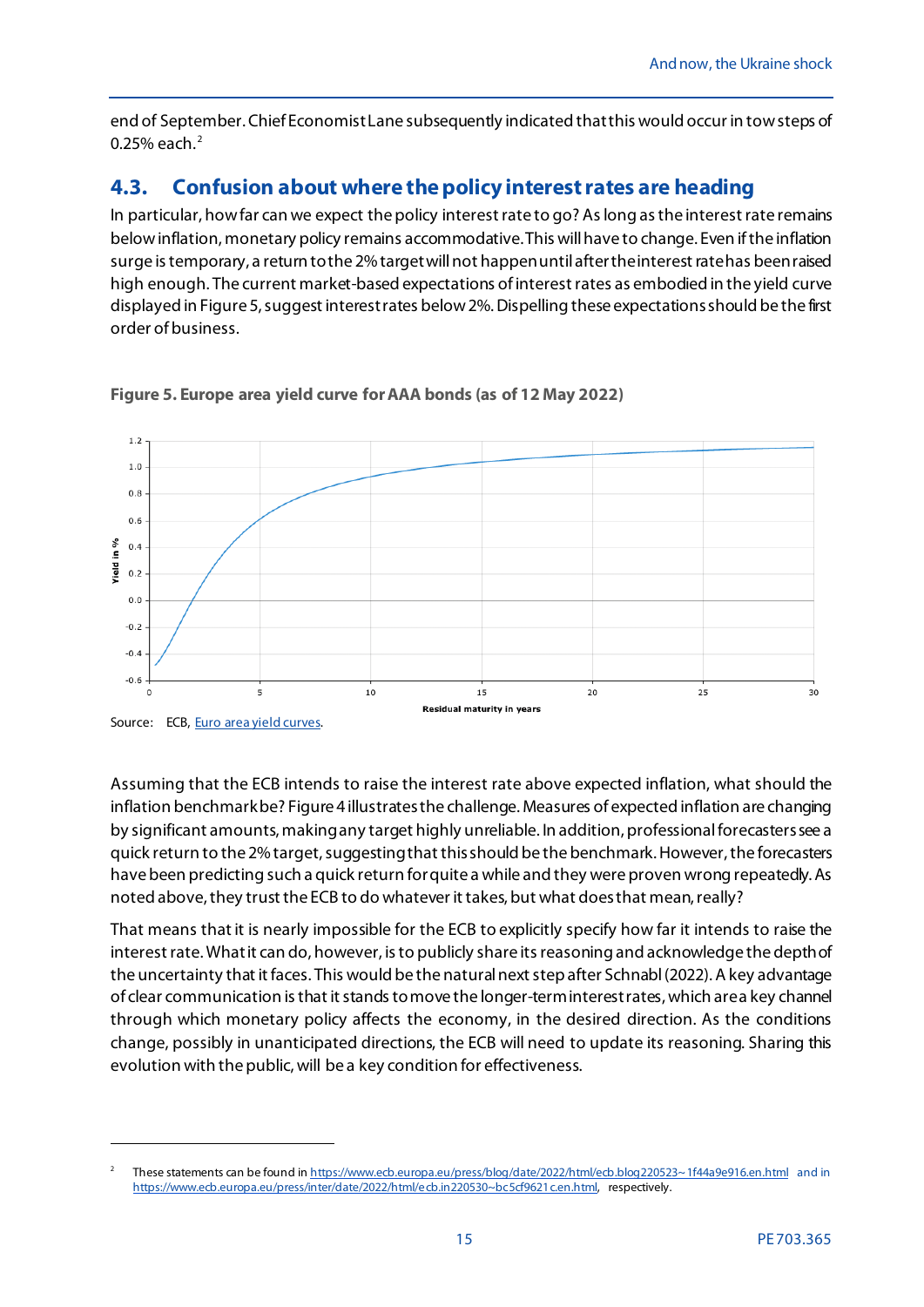end of September. Chief Economist Lane subsequently indicated that this would occur in tow steps of 0.25% each.[2]

## 4.3. Confusion about where the policy interest rates are heading

In particular, how far can we expect the policy interest rate to go? As long as the interest rate remains below inflation, monetary policy remains accommodative. This will have to change. Even if the inflation surge is temporary, a return to the 2% target will not happen until after the interest rate has been raised high enough. The current market-based expectations of interest rates as embodied in the yield curve displayed in Figure 5, suggest interest rates below 2%. Dispelling these expectations should be the first order of business.

**Figure 5. Europe area yield curve for AAA bonds (as of 12 May 2022)**

Yield in %

1.2
1.0
0.8
0.6
0.4
0.2
0.0
-0.2
-0.4
-0.6

0 5 10 15 20 25 30

Residual maturity in years

Source: ECB, Euro area yield curves.

Assuming that the ECB intends to raise the interest rate above expected inflation, what should the inflation benchmark be? Figure 4 illustrates the challenge. Measures of expected inflation are changing by significant amounts, making any target highly unreliable. In addition, professional forecasters see a quick return to the 2% target, suggesting that this should be the benchmark. However, the forecasters have been predicting such a quick return for quite a while and they were proven wrong repeatedly. As noted above, they trust the ECB to do whatever it takes, but what does that mean, really?

That means that it is nearly impossible for the ECB to explicitly specify how far it intends to raise the interest rate. What it can do, however, is to publicly share its reasoning and acknowledge the depth of the uncertainty that it faces. This would be the natural next step after Schnabl (2022). A key advantage of clear communication is that it stands to move the longer-term interest rates, which are a key channel through which monetary policy affects the economy, in the desired direction. As the conditions change, possibly in unanticipated directions, the ECB will need to update its reasoning. Sharing this evolution with the public, will be a key condition for effectiveness.

---

[2] These statements can be found in https://www.ecb.europa.eu/press/blog/date/2022/html/ecb.blog220523~1f44a9e916.en.html and in https://www.ecb.europa.eu/press/inter/date/2022/html/ecb.in220530~bc5cf9621c.en.html, respectively.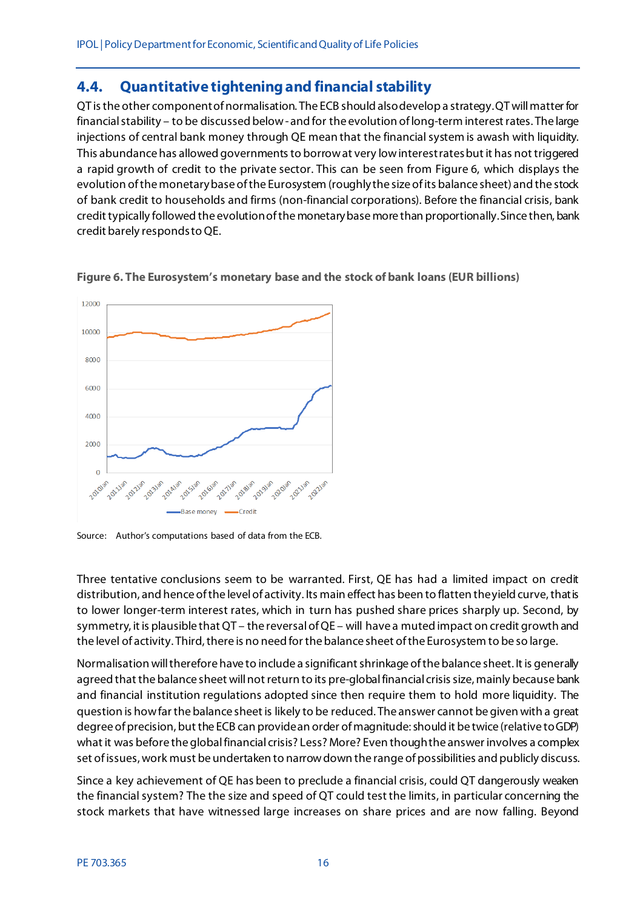## 4.4. Quantitative tightening and financial stability

QT is the other component of normalisation. The ECB should also develop a strategy. QT will matter for financial stability – to be discussed below - and for the evolution of long-term interest rates. The large injections of central bank money through QE mean that the financial system is awash with liquidity. This abundance has allowed governments to borrow at very low interest rates but it has not triggered a rapid growth of credit to the private sector. This can be seen from Figure 6, which displays the evolution of the monetary base of the Eurosystem (roughly the size of its balance sheet) and the stock of bank credit to households and firms (non-financial corporations). Before the financial crisis, bank credit typically followed the evolution of the monetary base more than proportionally. Since then, bank credit barely responds to QE.

**Figure 6. The Eurosystem's monetary base and the stock of bank loans (EUR billions)**

12000
10000
8000
6000
4000
2000
0

2010Jan 2011Jan 2012Jan 2013Jan 2014Jan 2015Jan 2016Jan 2017Jan 2018Jan 2019Jan 2020Jan 2021Jan 2022Jan

Base money
Credit

Source: Author's computations based of data from the ECB.

Three tentative conclusions seem to be warranted. First, QE has had a limited impact on credit distribution, and hence of the level of activity. Its main effect has been to flatten the yield curve, that is to lower longer-term interest rates, which in turn has pushed share prices sharply up. Second, by symmetry, it is plausible that QT – the reversal of QE – will have a muted impact on credit growth and the level of activity. Third, there is no need for the balance sheet of the Eurosystem to be so large.

Normalisation will therefore have to include a significant shrinkage of the balance sheet. It is generally agreed that the balance sheet will not return to its pre-global financial crisis size, mainly because bank and financial institution regulations adopted since then require them to hold more liquidity. The question is how far the balance sheet is likely to be reduced. The answer cannot be given with a great degree of precision, but the ECB can provide an order of magnitude: should it be twice (relative to GDP) what it was before the global financial crisis? Less? More? Even though the answer involves a complex set of issues, work must be undertaken to narrow down the range of possibilities and publicly discuss.

Since a key achievement of QE has been to preclude a financial crisis, could QT dangerously weaken the financial system? The the size and speed of QT could test the limits, in particular concerning the stock markets that have witnessed large increases on share prices and are now falling. Beyond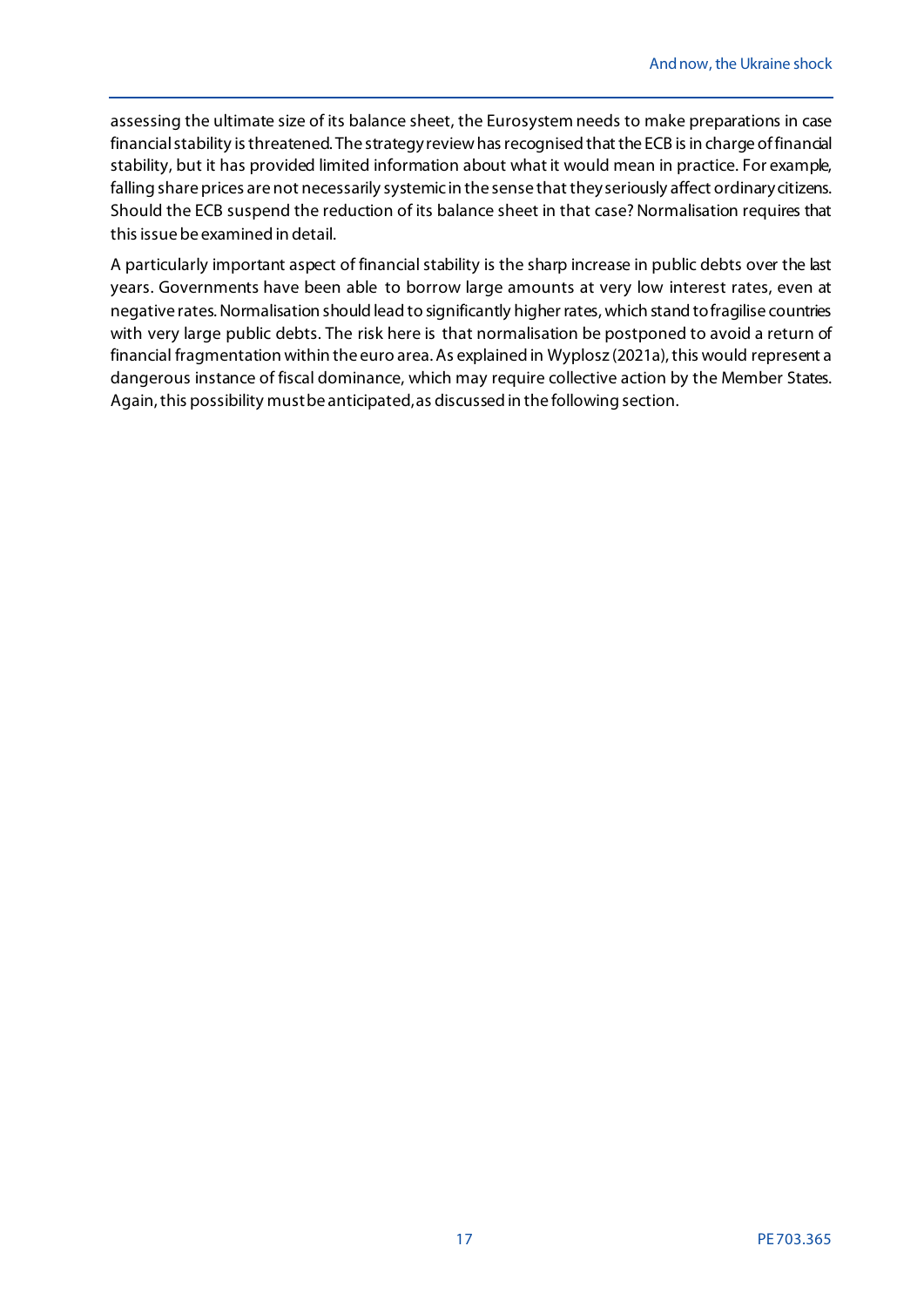assessing the ultimate size of its balance sheet, the Eurosystem needs to make preparations in case financial stability is threatened. The strategy review has recognised that the ECB is in charge of financial stability, but it has provided limited information about what it would mean in practice. For example, falling share prices are not necessarily systemic in the sense that they seriously affect ordinary citizens. Should the ECB suspend the reduction of its balance sheet in that case? Normalisation requires that this issue be examined in detail.

A particularly important aspect of financial stability is the sharp increase in public debts over the last years. Governments have been able to borrow large amounts at very low interest rates, even at negative rates. Normalisation should lead to significantly higher rates, which stand to fragilise countries with very large public debts. The risk here is that normalisation be postponed to avoid a return of financial fragmentation within the euro area. As explained in Wyplosz (2021a), this would represent a dangerous instance of fiscal dominance, which may require collective action by the Member States. Again, this possibility must be anticipated, as discussed in the following section.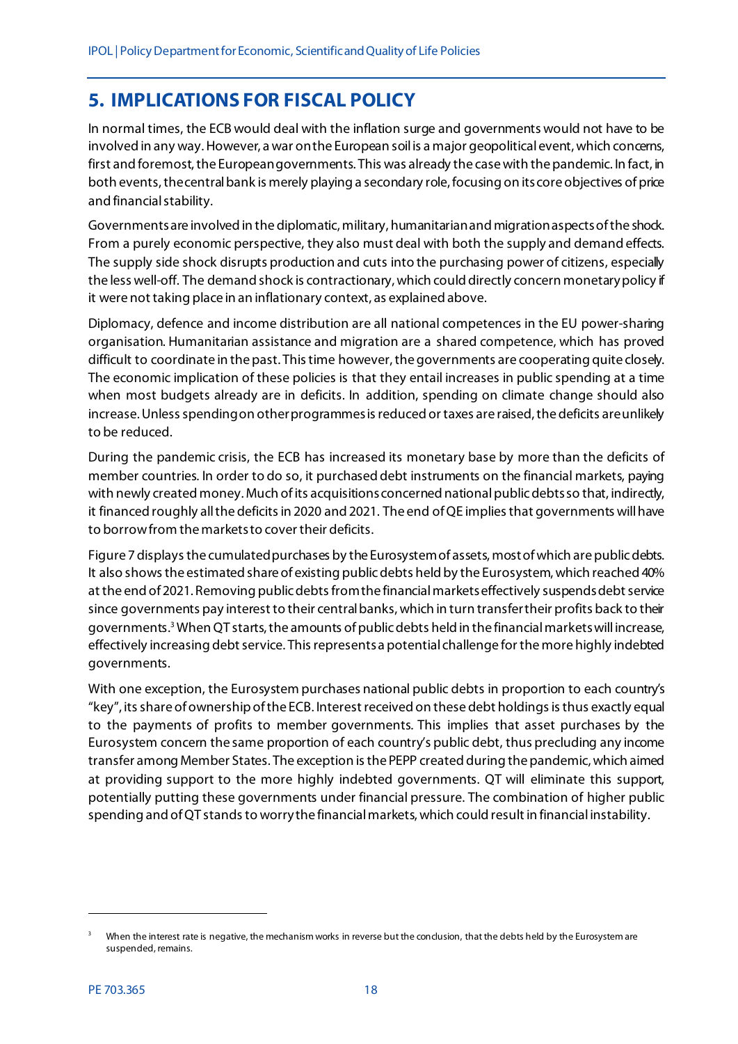# 5. IMPLICATIONS FOR FISCAL POLICY

In normal times, the ECB would deal with the inflation surge and governments would not have to be involved in any way. However, a war on the European soil is a major geopolitical event, which concerns, first and foremost, the European governments. This was already the case with the pandemic. In fact, in both events, the central bank is merely playing a secondary role, focusing on its core objectives of price and financial stability.

Governments are involved in the diplomatic, military, humanitarian and migration aspects of the shock. From a purely economic perspective, they also must deal with both the supply and demand effects. The supply side shock disrupts production and cuts into the purchasing power of citizens, especially the less well-off. The demand shock is contractionary, which could directly concern monetary policy if it were not taking place in an inflationary context, as explained above.

Diplomacy, defence and income distribution are all national competences in the EU power-sharing organisation. Humanitarian assistance and migration are a shared competence, which has proved difficult to coordinate in the past. This time however, the governments are cooperating quite closely. The economic implication of these policies is that they entail increases in public spending at a time when most budgets already are in deficits. In addition, spending on climate change should also increase. Unless spending on other programmes is reduced or taxes are raised, the deficits are unlikely to be reduced.

During the pandemic crisis, the ECB has increased its monetary base by more than the deficits of member countries. In order to do so, it purchased debt instruments on the financial markets, paying with newly created money. Much of its acquisitions concerned national public debts so that, indirectly, it financed roughly all the deficits in 2020 and 2021. The end of QE implies that governments will have to borrow from the markets to cover their deficits.

Figure 7 displays the cumulated purchases by the Eurosystem of assets, most of which are public debts. It also shows the estimated share of existing public debts held by the Eurosystem, which reached 40% at the end of 2021. Removing public debts from the financial markets effectively suspends debt service since governments pay interest to their central banks, which in turn transfer their profits back to their governments.[3] When QT starts, the amounts of public debts held in the financial markets will increase, effectively increasing debt service. This represents a potential challenge for the more highly indebted governments.

With one exception, the Eurosystem purchases national public debts in proportion to each country's "key", its share of ownership of the ECB. Interest received on these debt holdings is thus exactly equal to the payments of profits to member governments. This implies that asset purchases by the Eurosystem concern the same proportion of each country's public debt, thus precluding any income transfer among Member States. The exception is the PEPP created during the pandemic, which aimed at providing support to the more highly indebted governments. QT will eliminate this support, potentially putting these governments under financial pressure. The combination of higher public spending and of QT stands to worry the financial markets, which could result in financial instability.

[3] When the interest rate is negative, the mechanism works in reverse but the conclusion, that the debts held by the Eurosystem are suspended, remains.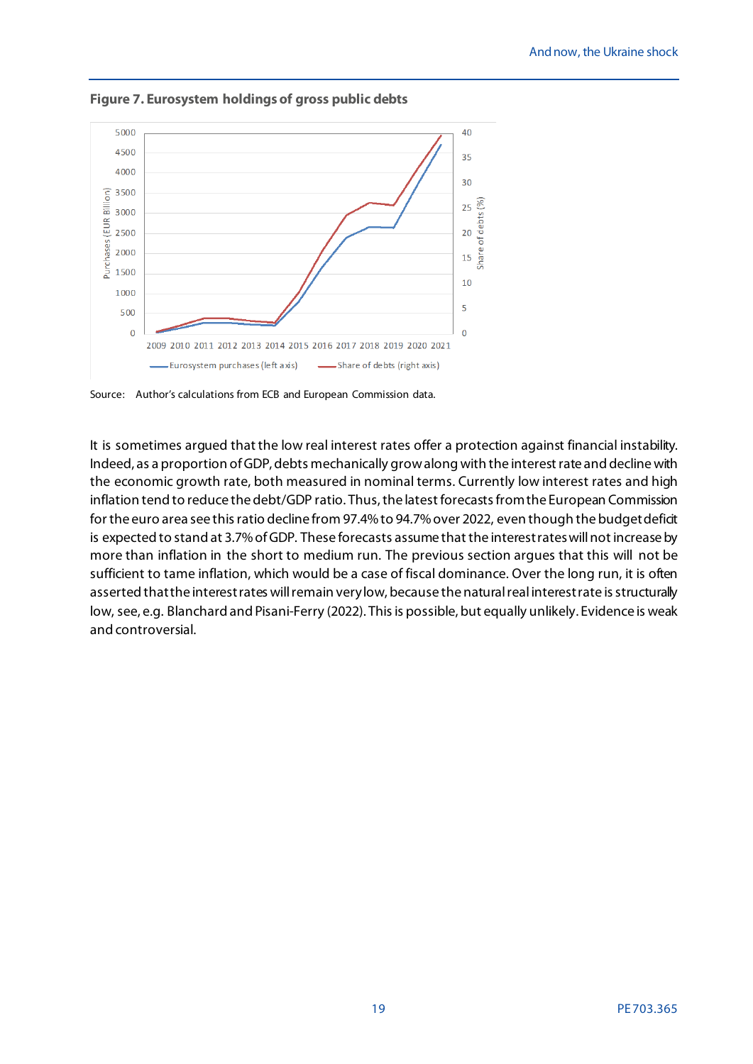**Figure 7. Eurosystem holdings of gross public debts**

5000
4500
4000
3500
3000
2500
2000
1500
1000
500
0

Purchases (EUR Billion)

40
35
30
25
20
15
10
5
0

Share of debts (%)

2009 2010 2011 2012 2013 2014 2015 2016 2017 2018 2019 2020 2021

Eurosystem purchases (left axis)
Share of debts (right axis)

Source: Author's calculations from ECB and European Commission data.

It is sometimes argued that the low real interest rates offer a protection against financial instability. Indeed, as a proportion of GDP, debts mechanically grow along with the interest rate and decline with the economic growth rate, both measured in nominal terms. Currently low interest rates and high inflation tend to reduce the debt/GDP ratio. Thus, the latest forecasts from the European Commission for the euro area see this ratio decline from 97.4% to 94.7% over 2022, even though the budget deficit is expected to stand at 3.7% of GDP. These forecasts assume that the interest rates will not increase by more than inflation in the short to medium run. The previous section argues that this will not be sufficient to tame inflation, which would be a case of fiscal dominance. Over the long run, it is often asserted that the interest rates will remain very low, because the natural real interest rate is structurally low, see, e.g. Blanchard and Pisani-Ferry (2022). This is possible, but equally unlikely. Evidence is weak and controversial.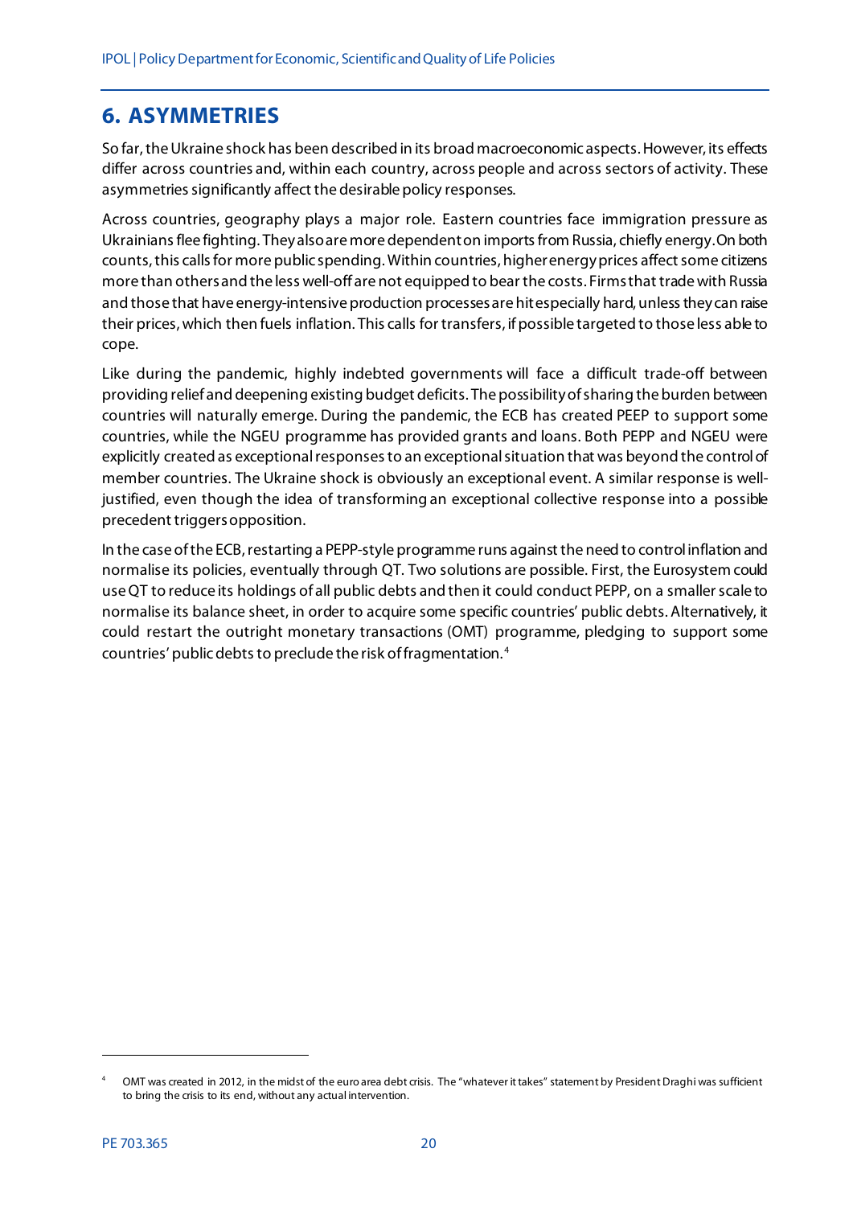# 6. ASYMMETRIES

So far, the Ukraine shock has been described in its broad macroeconomic aspects. However, its effects differ across countries and, within each country, across people and across sectors of activity. These asymmetries significantly affect the desirable policy responses.

Across countries, geography plays a major role. Eastern countries face immigration pressure as Ukrainians flee fighting. They also are more dependent on imports from Russia, chiefly energy. On both counts, this calls for more public spending. Within countries, higher energy prices affect some citizens more than others and the less well-off are not equipped to bear the costs. Firms that trade with Russia and those that have energy-intensive production processes are hit especially hard, unless they can raise their prices, which then fuels inflation. This calls for transfers, if possible targeted to those less able to cope.

Like during the pandemic, highly indebted governments will face a difficult trade-off between providing relief and deepening existing budget deficits. The possibility of sharing the burden between countries will naturally emerge. During the pandemic, the ECB has created PEEP to support some countries, while the NGEU programme has provided grants and loans. Both PEPP and NGEU were explicitly created as exceptional responses to an exceptional situation that was beyond the control of member countries. The Ukraine shock is obviously an exceptional event. A similar response is well-justified, even though the idea of transforming an exceptional collective response into a possible precedent triggers opposition.

In the case of the ECB, restarting a PEPP-style programme runs against the need to control inflation and normalise its policies, eventually through QT. Two solutions are possible. First, the Eurosystem could use QT to reduce its holdings of all public debts and then it could conduct PEPP, on a smaller scale to normalise its balance sheet, in order to acquire some specific countries' public debts. Alternatively, it could restart the outright monetary transactions (OMT) programme, pledging to support some countries' public debts to preclude the risk of fragmentation.[4]

[4] OMT was created in 2012, in the midst of the euro area debt crisis. The "whatever it takes" statement by President Draghi was sufficient to bring the crisis to its end, without any actual intervention.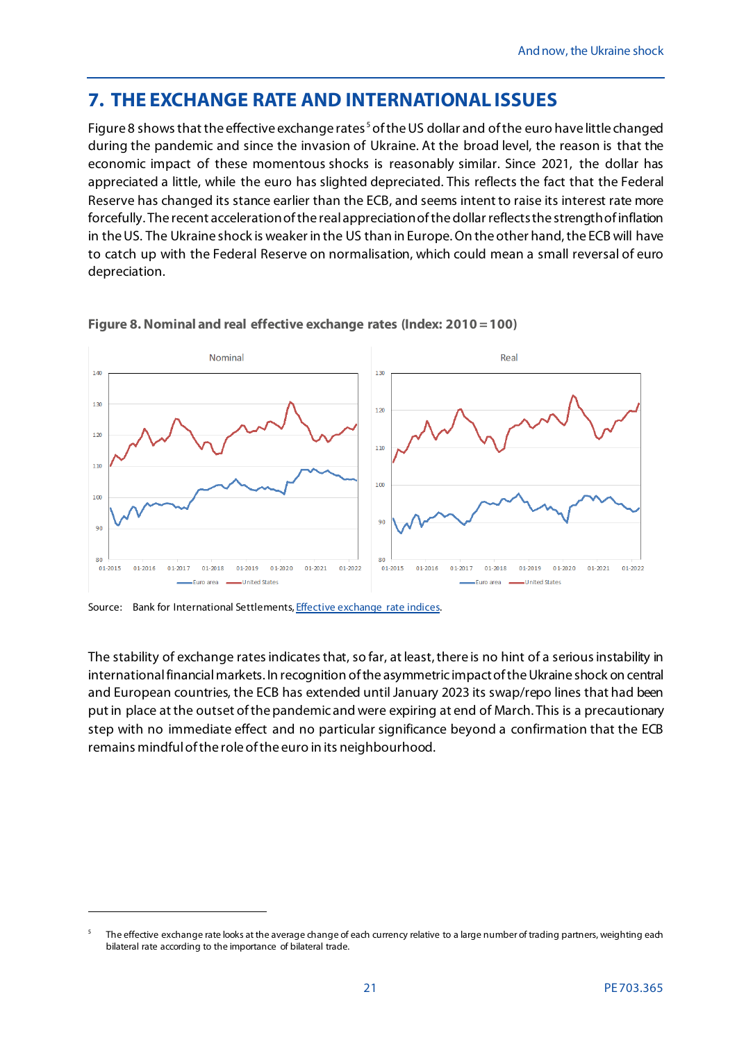## 7. THE EXCHANGE RATE AND INTERNATIONAL ISSUES

Figure 8 shows that the effective exchange rates[5] of the US dollar and of the euro have little changed during the pandemic and since the invasion of Ukraine. At the broad level, the reason is that the economic impact of these momentous shocks is reasonably similar. Since 2021, the dollar has appreciated a little, while the euro has slighted depreciated. This reflects the fact that the Federal Reserve has changed its stance earlier than the ECB, and seems intent to raise its interest rate more forcefully. The recent acceleration of the real appreciation of the dollar reflects the strength of inflation in the US. The Ukraine shock is weaker in the US than in Europe. On the other hand, the ECB will have to catch up with the Federal Reserve on normalisation, which could mean a small reversal of euro depreciation.

**Figure 8. Nominal and real effective exchange rates (Index: 2010 = 100)**

Nominal

140
130
120
110
100
90
80

01-2015 01-2016 01-2017 01-2018 01-2019 01-2020 01-2021 01-2022

Euro area United States

Real

130
120
110
100
90
80

01-2015 01-2016 01-2017 01-2018 01-2019 01-2020 01-2021 01-2022

Euro area United States

Source: Bank for International Settlements, Effective exchange rate indices.

The stability of exchange rates indicates that, so far, at least, there is no hint of a serious instability in international financial markets. In recognition of the asymmetric impact of the Ukraine shock on central and European countries, the ECB has extended until January 2023 its swap/repo lines that had been put in place at the outset of the pandemic and were expiring at end of March. This is a precautionary step with no immediate effect and no particular significance beyond a confirmation that the ECB remains mindful of the role of the euro in its neighbourhood.

[5] The effective exchange rate looks at the average change of each currency relative to a large number of trading partners, weighting each bilateral rate according to the importance of bilateral trade.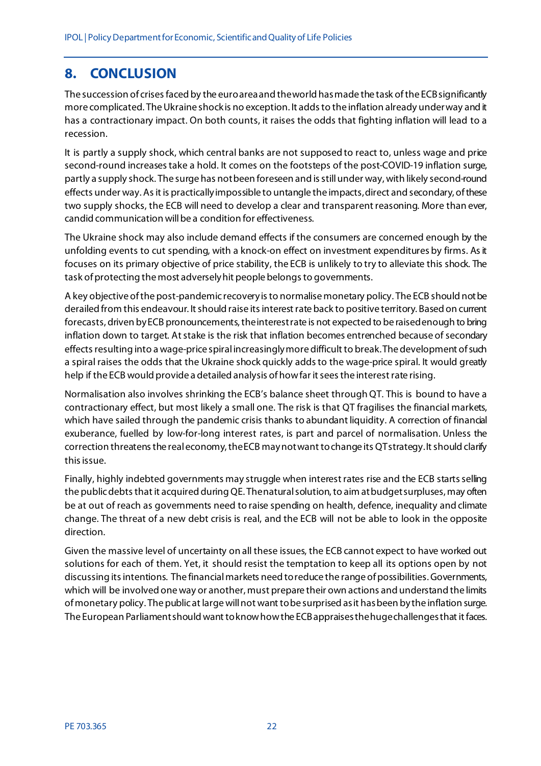## 8. CONCLUSION

The succession of crises faced by the euro area and the world has made the task of the ECB significantly more complicated. The Ukraine shock is no exception. It adds to the inflation already under way and it has a contractionary impact. On both counts, it raises the odds that fighting inflation will lead to a recession.

It is partly a supply shock, which central banks are not supposed to react to, unless wage and price second-round increases take a hold. It comes on the footsteps of the post-COVID-19 inflation surge, partly a supply shock. The surge has not been foreseen and is still under way, with likely second-round effects under way. As it is practically impossible to untangle the impacts, direct and secondary, of these two supply shocks, the ECB will need to develop a clear and transparent reasoning. More than ever, candid communication will be a condition for effectiveness.

The Ukraine shock may also include demand effects if the consumers are concerned enough by the unfolding events to cut spending, with a knock-on effect on investment expenditures by firms. As it focuses on its primary objective of price stability, the ECB is unlikely to try to alleviate this shock. The task of protecting the most adversely hit people belongs to governments.

A key objective of the post-pandemic recovery is to normalise monetary policy. The ECB should not be derailed from this endeavour. It should raise its interest rate back to positive territory. Based on current forecasts, driven by ECB pronouncements, the interest rate is not expected to be raised enough to bring inflation down to target. At stake is the risk that inflation becomes entrenched because of secondary effects resulting into a wage-price spiral increasingly more difficult to break. The development of such a spiral raises the odds that the Ukraine shock quickly adds to the wage-price spiral. It would greatly help if the ECB would provide a detailed analysis of how far it sees the interest rate rising.

Normalisation also involves shrinking the ECB's balance sheet through QT. This is bound to have a contractionary effect, but most likely a small one. The risk is that QT fragilises the financial markets, which have sailed through the pandemic crisis thanks to abundant liquidity. A correction of financial exuberance, fuelled by low-for-long interest rates, is part and parcel of normalisation. Unless the correction threatens the real economy, the ECB may not want to change its QT strategy. It should clarify this issue.

Finally, highly indebted governments may struggle when interest rates rise and the ECB starts selling the public debts that it acquired during QE. The natural solution, to aim at budget surpluses, may often be at out of reach as governments need to raise spending on health, defence, inequality and climate change. The threat of a new debt crisis is real, and the ECB will not be able to look in the opposite direction.

Given the massive level of uncertainty on all these issues, the ECB cannot expect to have worked out solutions for each of them. Yet, it should resist the temptation to keep all its options open by not discussing its intentions. The financial markets need to reduce the range of possibilities. Governments, which will be involved one way or another, must prepare their own actions and understand the limits of monetary policy. The public at large will not want to be surprised as it has been by the inflation surge. The European Parliament should want to know how the ECB appraises the huge challenges that it faces.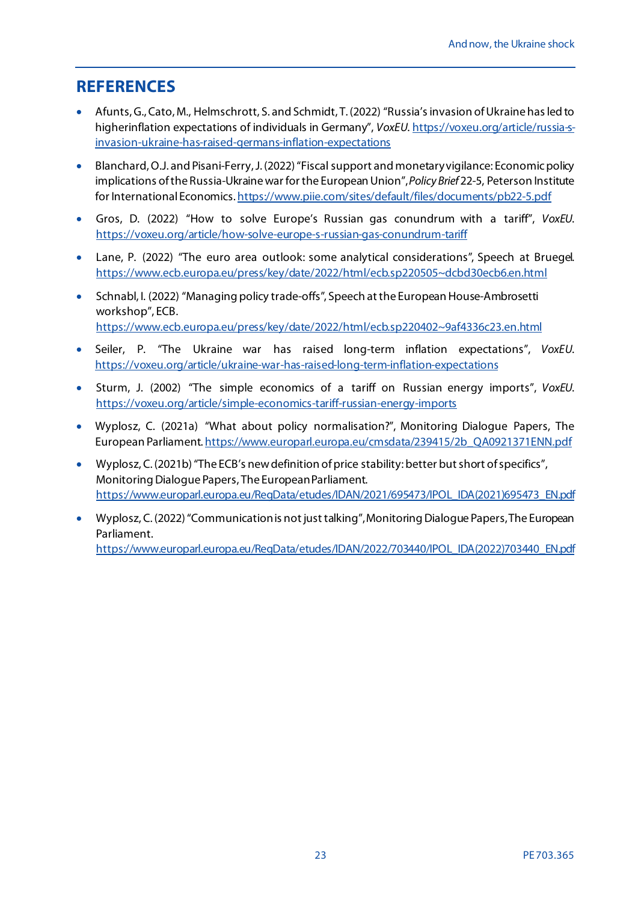# REFERENCES

- Afunts, G., Cato, M., Helmschrott, S. and Schmidt, T. (2022) "Russia's invasion of Ukraine has led to higherinflation expectations of individuals in Germany", *VoxEU*. https://voxeu.org/article/russia-s-invasion-ukraine-has-raised-germans-inflation-expectations
- Blanchard, O.J. and Pisani-Ferry, J. (2022) "Fiscal support and monetary vigilance: Economic policy implications of the Russia-Ukraine war for the European Union", *Policy Brief* 22-5, Peterson Institute for International Economics. https://www.piie.com/sites/default/files/documents/pb22-5.pdf
- Gros, D. (2022) "How to solve Europe's Russian gas conundrum with a tariff", *VoxEU*. https://voxeu.org/article/how-solve-europe-s-russian-gas-conundrum-tariff
- Lane, P. (2022) "The euro area outlook: some analytical considerations", Speech at Bruegel. https://www.ecb.europa.eu/press/key/date/2022/html/ecb.sp220505~dcbd30ecb6.en.html
- Schnabl, I. (2022) "Managing policy trade-offs", Speech at the European House-Ambrosetti workshop", ECB. https://www.ecb.europa.eu/press/key/date/2022/html/ecb.sp220402~9af4336c23.en.html
- Seiler, P. "The Ukraine war has raised long-term inflation expectations", *VoxEU*. https://voxeu.org/article/ukraine-war-has-raised-long-term-inflation-expectations
- Sturm, J. (2002) "The simple economics of a tariff on Russian energy imports", *VoxEU*. https://voxeu.org/article/simple-economics-tariff-russian-energy-imports
- Wyplosz, C. (2021a) "What about policy normalisation?", Monitoring Dialogue Papers, The European Parliament. https://www.europarl.europa.eu/cmsdata/239415/2b_QA0921371ENN.pdf
- Wyplosz, C. (2021b) "The ECB's new definition of price stability: better but short of specifics", Monitoring Dialogue Papers, The European Parliament. https://www.europarl.europa.eu/RegData/etudes/IDAN/2021/695473/IPOL_IDA(2021)695473_EN.pdf
- Wyplosz, C. (2022) "Communication is not just talking", Monitoring Dialogue Papers, The European Parliament. https://www.europarl.europa.eu/RegData/etudes/IDAN/2022/703440/IPOL_IDA(2022)703440_EN.pdf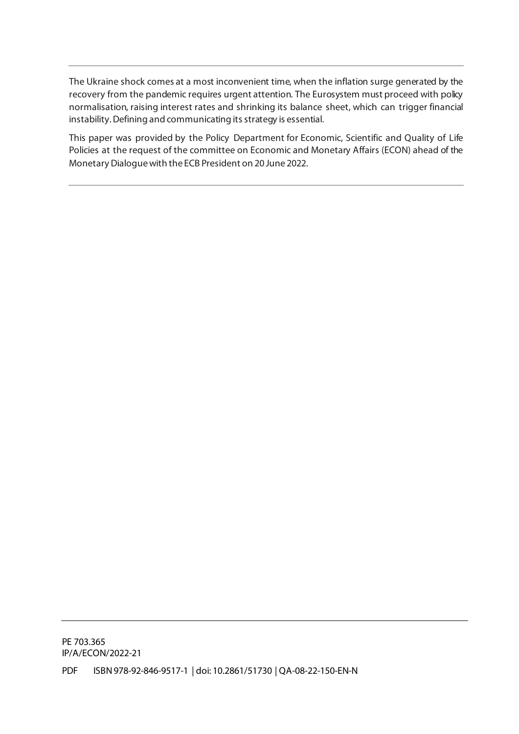The Ukraine shock comes at a most inconvenient time, when the inflation surge generated by the recovery from the pandemic requires urgent attention. The Eurosystem must proceed with policy normalisation, raising interest rates and shrinking its balance sheet, which can trigger financial instability. Defining and communicating its strategy is essential.

This paper was provided by the Policy Department for Economic, Scientific and Quality of Life Policies at the request of the committee on Economic and Monetary Affairs (ECON) ahead of the Monetary Dialogue with the ECB President on 20 June 2022.

PE 703.365
IP/A/ECON/2022-21

PDF ISBN 978-92-846-9517-1 | doi: 10.2861/51730 | QA-08-22-150-EN-N